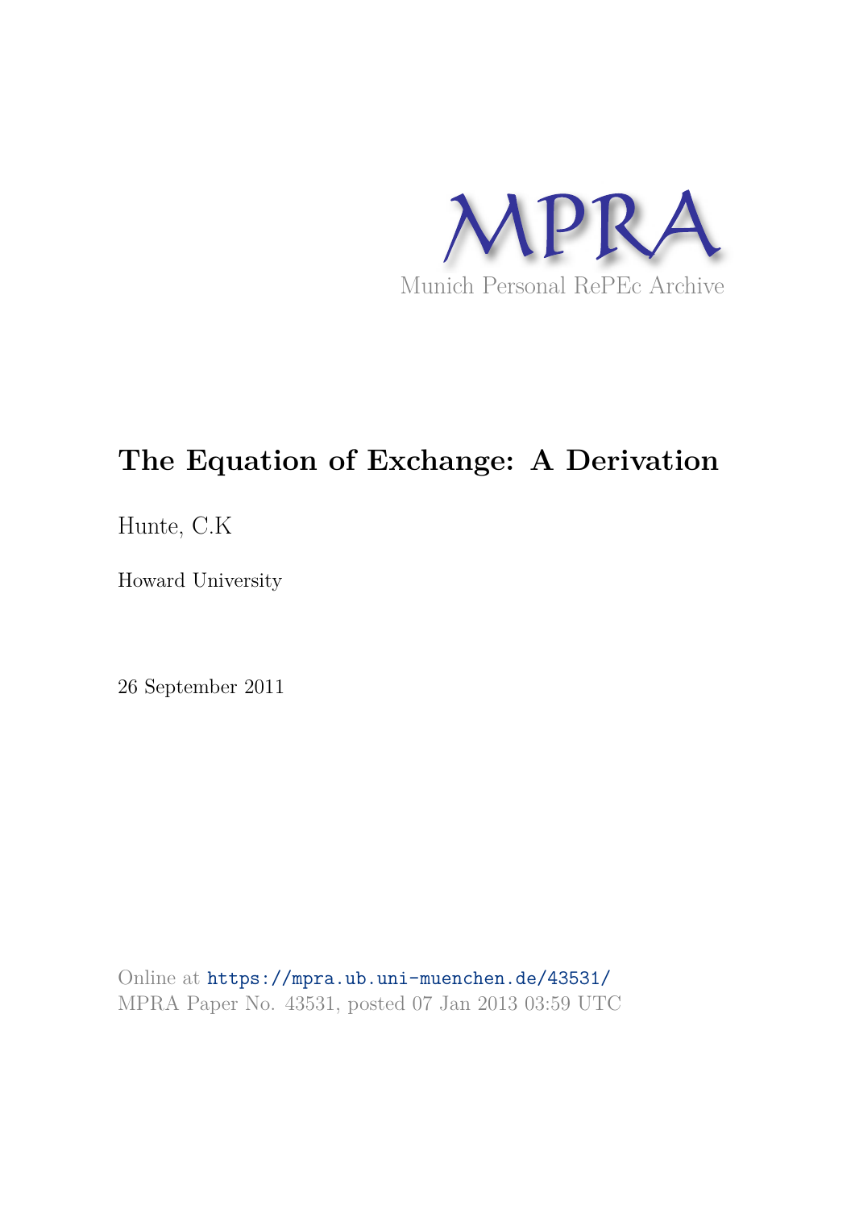MPRA

Munich Personal RePEc Archive

# The Equation of Exchange: A Derivation

Hunte, C.K

Howard University

26 September 2011

Online at https://mpra.ub.uni-muenchen.de/43531/
MPRA Paper No. 43531, posted 07 Jan 2013 03:59 UTC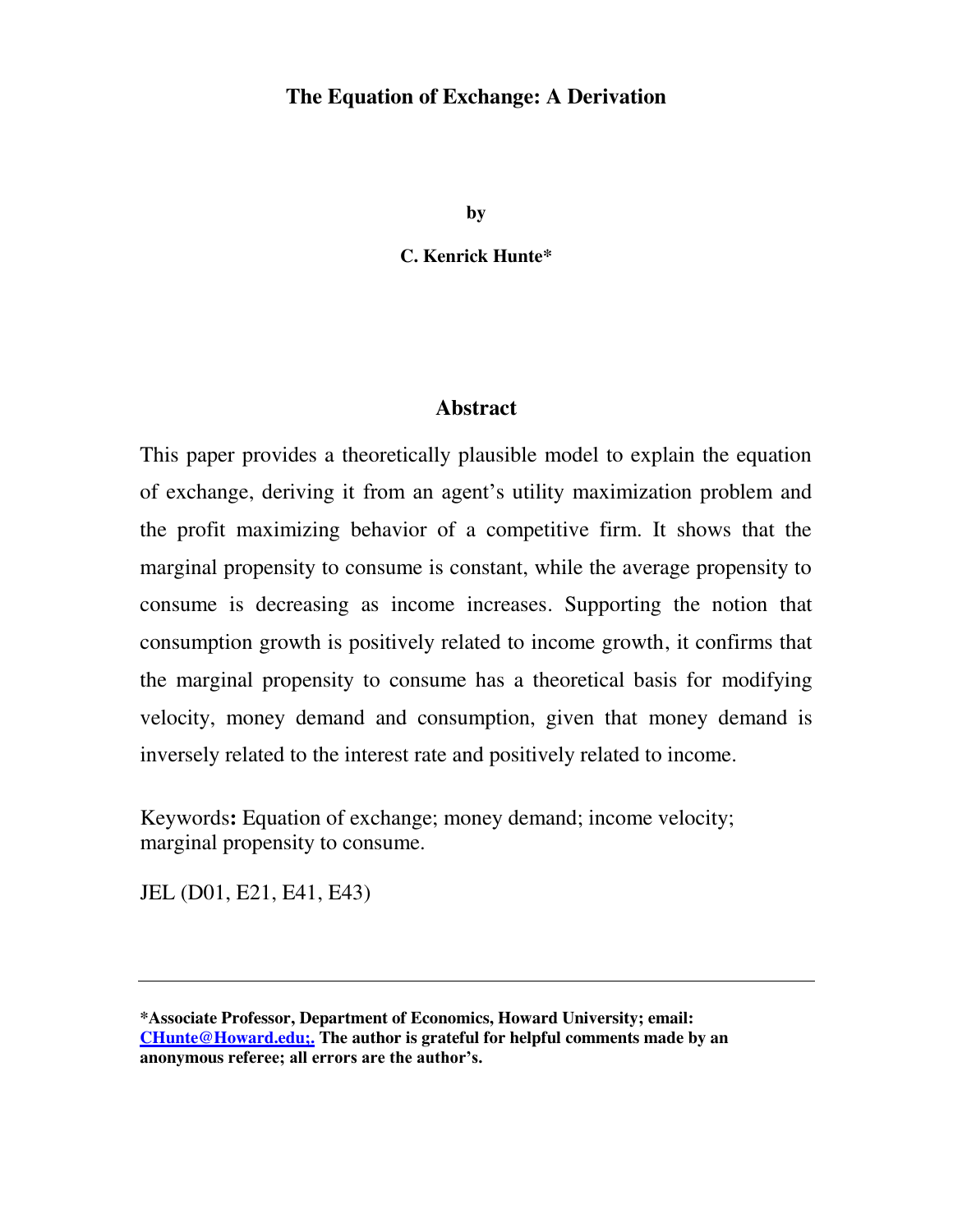# The Equation of Exchange: A Derivation

**by**

**C. Kenrick Hunte***

## Abstract

This paper provides a theoretically plausible model to explain the equation of exchange, deriving it from an agent's utility maximization problem and the profit maximizing behavior of a competitive firm. It shows that the marginal propensity to consume is constant, while the average propensity to consume is decreasing as income increases. Supporting the notion that consumption growth is positively related to income growth, it confirms that the marginal propensity to consume has a theoretical basis for modifying velocity, money demand and consumption, given that money demand is inversely related to the interest rate and positively related to income.

Keywords**:** Equation of exchange; money demand; income velocity; marginal propensity to consume.

JEL (D01, E21, E41, E43)

---

***Associate Professor, Department of Economics, Howard University; email: CHunte@Howard.edu;. The author is grateful for helpful comments made by an anonymous referee; all errors are the author's.**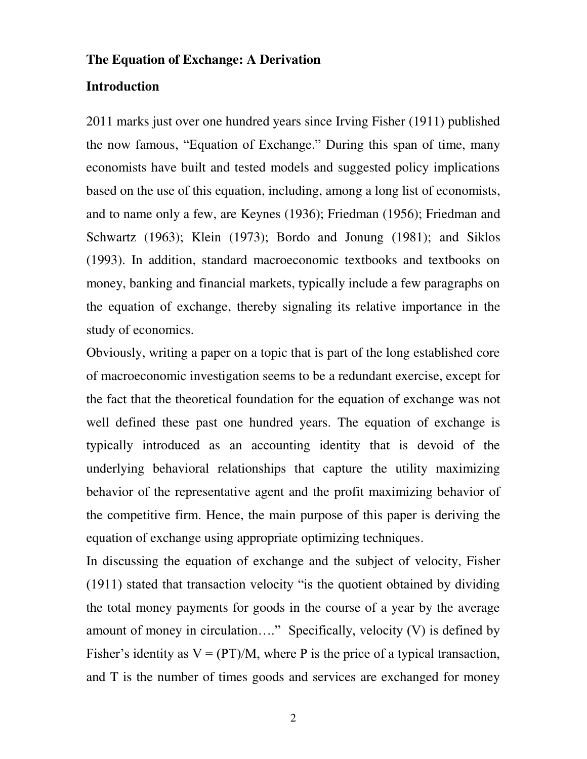**The Equation of Exchange: A Derivation**

**Introduction**

2011 marks just over one hundred years since Irving Fisher (1911) published the now famous, "Equation of Exchange." During this span of time, many economists have built and tested models and suggested policy implications based on the use of this equation, including, among a long list of economists, and to name only a few, are Keynes (1936); Friedman (1956); Friedman and Schwartz (1963); Klein (1973); Bordo and Jonung (1981); and Siklos (1993). In addition, standard macroeconomic textbooks and textbooks on money, banking and financial markets, typically include a few paragraphs on the equation of exchange, thereby signaling its relative importance in the study of economics.

Obviously, writing a paper on a topic that is part of the long established core of macroeconomic investigation seems to be a redundant exercise, except for the fact that the theoretical foundation for the equation of exchange was not well defined these past one hundred years. The equation of exchange is typically introduced as an accounting identity that is devoid of the underlying behavioral relationships that capture the utility maximizing behavior of the representative agent and the profit maximizing behavior of the competitive firm. Hence, the main purpose of this paper is deriving the equation of exchange using appropriate optimizing techniques.

In discussing the equation of exchange and the subject of velocity, Fisher (1911) stated that transaction velocity "is the quotient obtained by dividing the total money payments for goods in the course of a year by the average amount of money in circulation…." Specifically, velocity (V) is defined by Fisher's identity as $V = (PT)/M$, where P is the price of a typical transaction, and T is the number of times goods and services are exchanged for money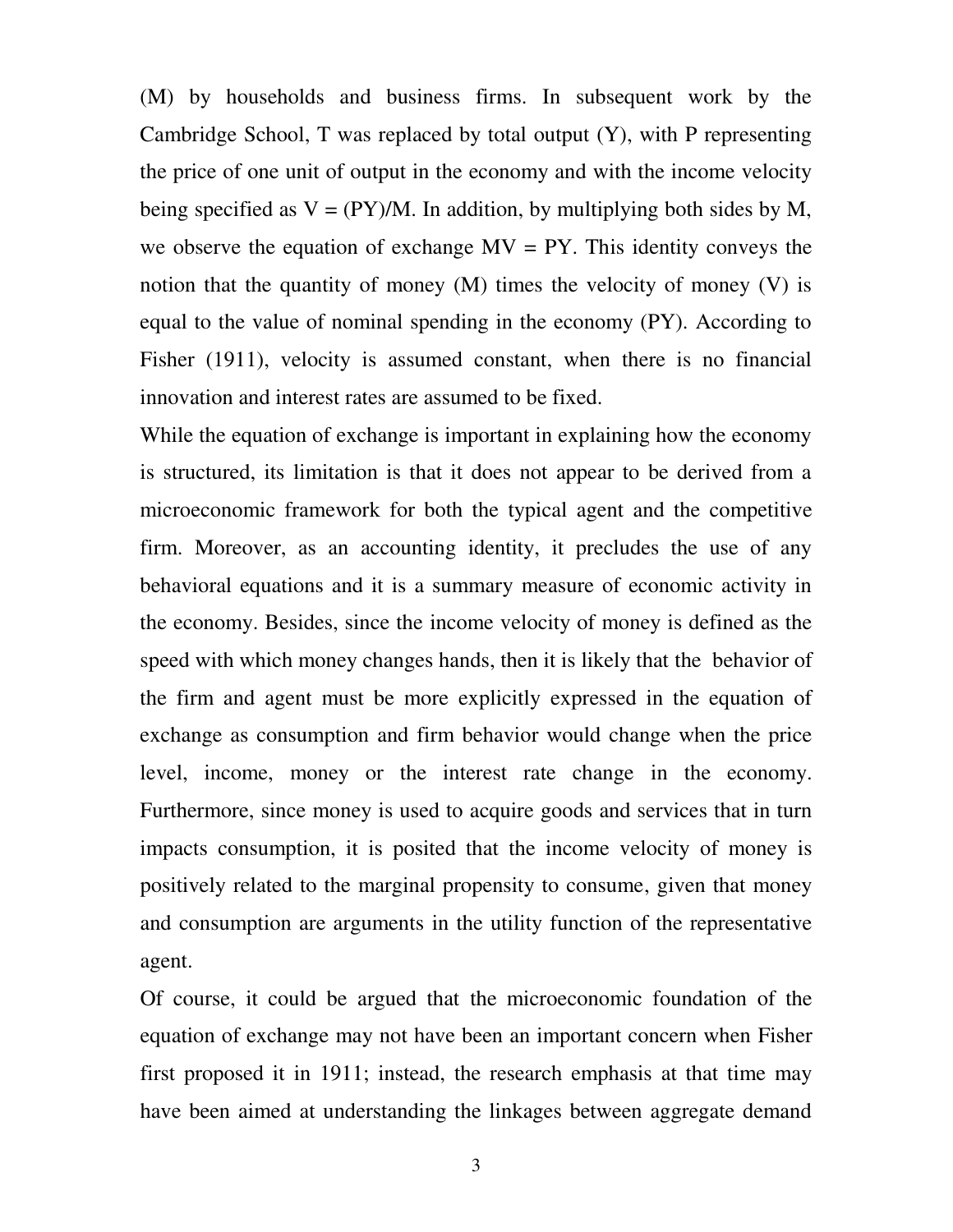(M) by households and business firms. In subsequent work by the Cambridge School, T was replaced by total output (Y), with P representing the price of one unit of output in the economy and with the income velocity being specified as $V = (PY)/M$. In addition, by multiplying both sides by M, we observe the equation of exchange $MV = PY$. This identity conveys the notion that the quantity of money (M) times the velocity of money (V) is equal to the value of nominal spending in the economy (PY). According to Fisher (1911), velocity is assumed constant, when there is no financial innovation and interest rates are assumed to be fixed.

While the equation of exchange is important in explaining how the economy is structured, its limitation is that it does not appear to be derived from a microeconomic framework for both the typical agent and the competitive firm. Moreover, as an accounting identity, it precludes the use of any behavioral equations and it is a summary measure of economic activity in the economy. Besides, since the income velocity of money is defined as the speed with which money changes hands, then it is likely that the behavior of the firm and agent must be more explicitly expressed in the equation of exchange as consumption and firm behavior would change when the price level, income, money or the interest rate change in the economy. Furthermore, since money is used to acquire goods and services that in turn impacts consumption, it is posited that the income velocity of money is positively related to the marginal propensity to consume, given that money and consumption are arguments in the utility function of the representative agent.

Of course, it could be argued that the microeconomic foundation of the equation of exchange may not have been an important concern when Fisher first proposed it in 1911; instead, the research emphasis at that time may have been aimed at understanding the linkages between aggregate demand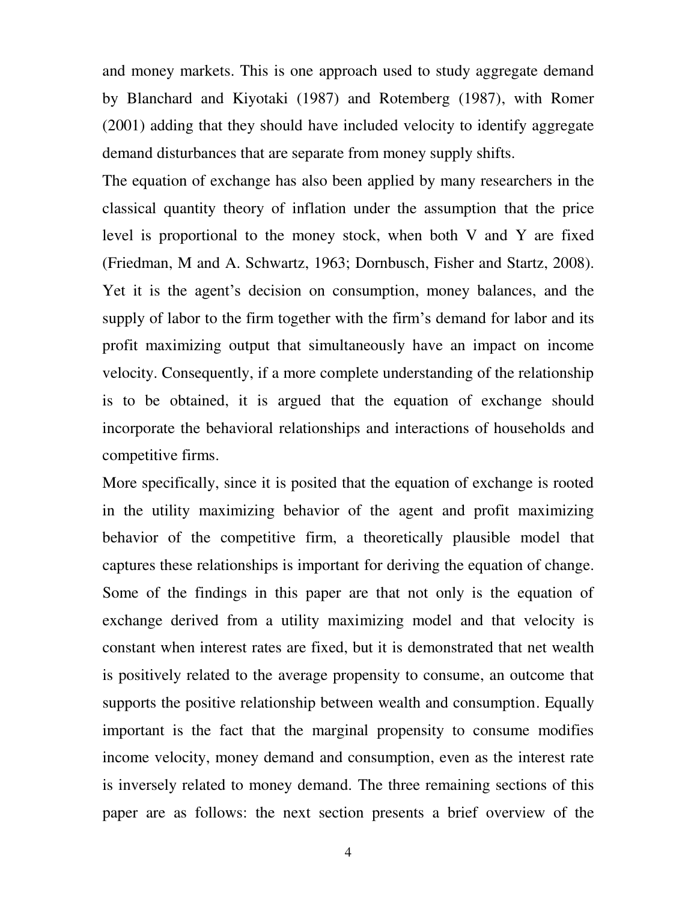and money markets. This is one approach used to study aggregate demand by Blanchard and Kiyotaki (1987) and Rotemberg (1987), with Romer (2001) adding that they should have included velocity to identify aggregate demand disturbances that are separate from money supply shifts.

The equation of exchange has also been applied by many researchers in the classical quantity theory of inflation under the assumption that the price level is proportional to the money stock, when both V and Y are fixed (Friedman, M and A. Schwartz, 1963; Dornbusch, Fisher and Startz, 2008). Yet it is the agent's decision on consumption, money balances, and the supply of labor to the firm together with the firm's demand for labor and its profit maximizing output that simultaneously have an impact on income velocity. Consequently, if a more complete understanding of the relationship is to be obtained, it is argued that the equation of exchange should incorporate the behavioral relationships and interactions of households and competitive firms.

More specifically, since it is posited that the equation of exchange is rooted in the utility maximizing behavior of the agent and profit maximizing behavior of the competitive firm, a theoretically plausible model that captures these relationships is important for deriving the equation of change. Some of the findings in this paper are that not only is the equation of exchange derived from a utility maximizing model and that velocity is constant when interest rates are fixed, but it is demonstrated that net wealth is positively related to the average propensity to consume, an outcome that supports the positive relationship between wealth and consumption. Equally important is the fact that the marginal propensity to consume modifies income velocity, money demand and consumption, even as the interest rate is inversely related to money demand. The three remaining sections of this paper are as follows: the next section presents a brief overview of the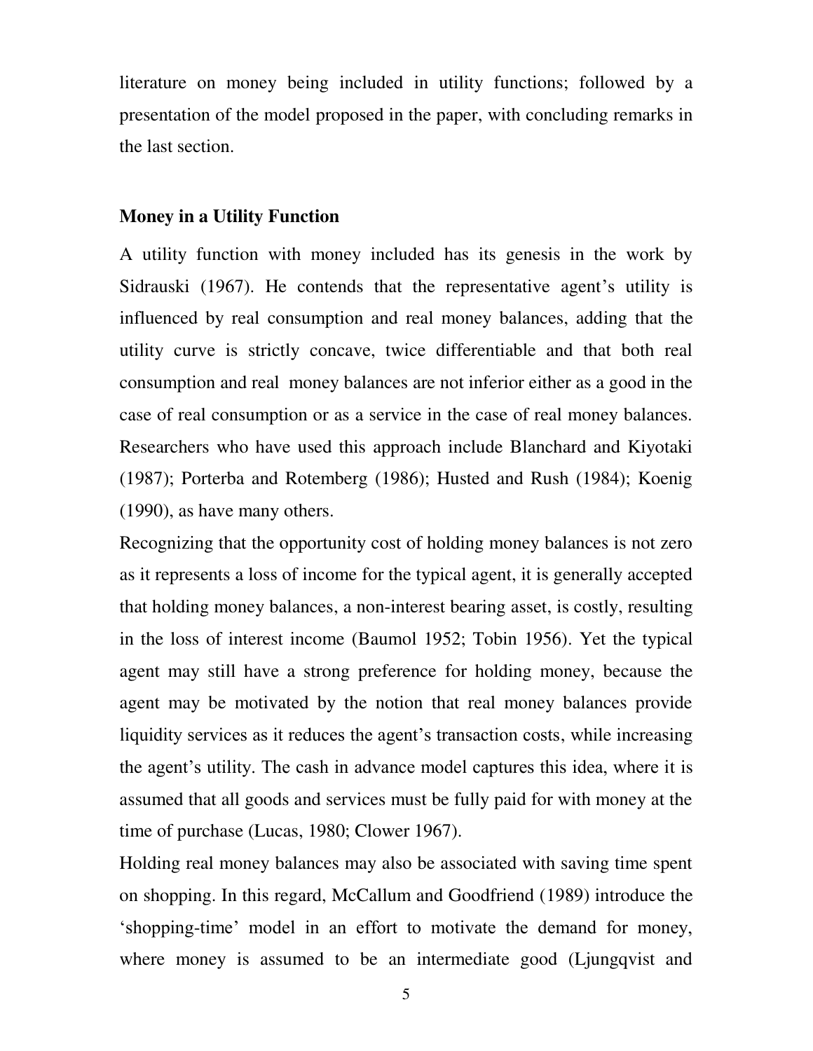literature on money being included in utility functions; followed by a presentation of the model proposed in the paper, with concluding remarks in the last section.

## Money in a Utility Function

A utility function with money included has its genesis in the work by Sidrauski (1967). He contends that the representative agent's utility is influenced by real consumption and real money balances, adding that the utility curve is strictly concave, twice differentiable and that both real consumption and real money balances are not inferior either as a good in the case of real consumption or as a service in the case of real money balances. Researchers who have used this approach include Blanchard and Kiyotaki (1987); Porterba and Rotemberg (1986); Husted and Rush (1984); Koenig (1990), as have many others.

Recognizing that the opportunity cost of holding money balances is not zero as it represents a loss of income for the typical agent, it is generally accepted that holding money balances, a non-interest bearing asset, is costly, resulting in the loss of interest income (Baumol 1952; Tobin 1956). Yet the typical agent may still have a strong preference for holding money, because the agent may be motivated by the notion that real money balances provide liquidity services as it reduces the agent's transaction costs, while increasing the agent's utility. The cash in advance model captures this idea, where it is assumed that all goods and services must be fully paid for with money at the time of purchase (Lucas, 1980; Clower 1967).

Holding real money balances may also be associated with saving time spent on shopping. In this regard, McCallum and Goodfriend (1989) introduce the 'shopping-time' model in an effort to motivate the demand for money, where money is assumed to be an intermediate good (Ljungqvist and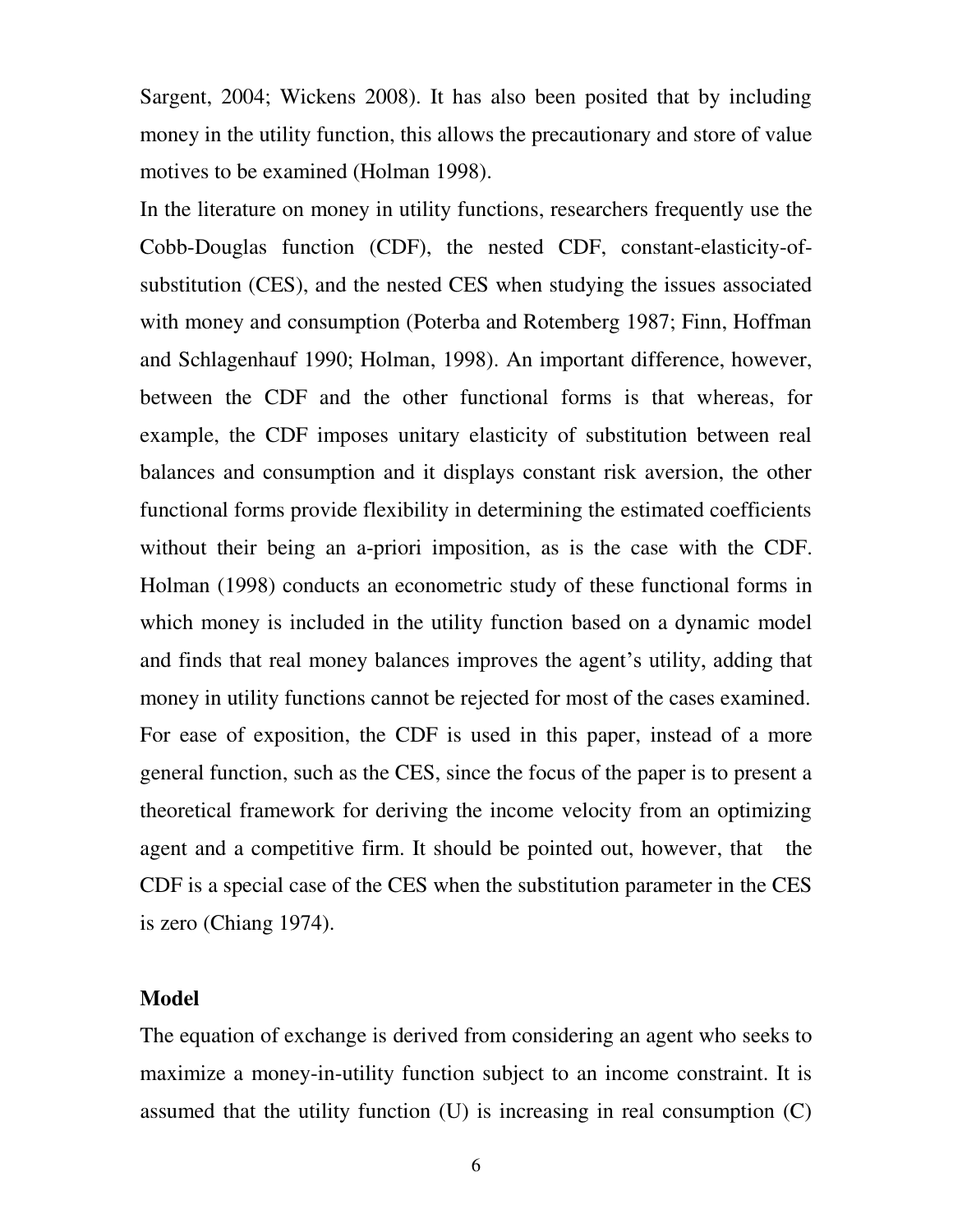Sargent, 2004; Wickens 2008). It has also been posited that by including money in the utility function, this allows the precautionary and store of value motives to be examined (Holman 1998).

In the literature on money in utility functions, researchers frequently use the Cobb-Douglas function (CDF), the nested CDF, constant-elasticity-of-substitution (CES), and the nested CES when studying the issues associated with money and consumption (Poterba and Rotemberg 1987; Finn, Hoffman and Schlagenhauf 1990; Holman, 1998). An important difference, however, between the CDF and the other functional forms is that whereas, for example, the CDF imposes unitary elasticity of substitution between real balances and consumption and it displays constant risk aversion, the other functional forms provide flexibility in determining the estimated coefficients without their being an a-priori imposition, as is the case with the CDF. Holman (1998) conducts an econometric study of these functional forms in which money is included in the utility function based on a dynamic model and finds that real money balances improves the agent's utility, adding that money in utility functions cannot be rejected for most of the cases examined. For ease of exposition, the CDF is used in this paper, instead of a more general function, such as the CES, since the focus of the paper is to present a theoretical framework for deriving the income velocity from an optimizing agent and a competitive firm. It should be pointed out, however, that the CDF is a special case of the CES when the substitution parameter in the CES is zero (Chiang 1974).

**Model**

The equation of exchange is derived from considering an agent who seeks to maximize a money-in-utility function subject to an income constraint. It is assumed that the utility function (U) is increasing in real consumption (C)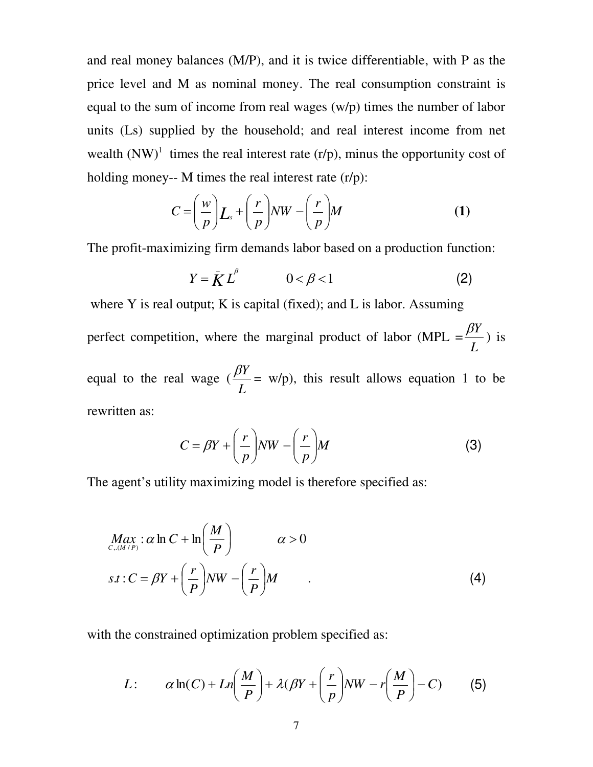and real money balances (M/P), and it is twice differentiable, with P as the price level and M as nominal money. The real consumption constraint is equal to the sum of income from real wages (w/p) times the number of labor units (Ls) supplied by the household; and real interest income from net wealth (NW)[1] times the real interest rate (r/p), minus the opportunity cost of holding money-- M times the real interest rate (r/p):

$$C = \left(\frac{w}{p}\right)L_s + \left(\frac{r}{p}\right)NW - \left(\frac{r}{p}\right)M \qquad \textbf{(1)}$$

The profit-maximizing firm demands labor based on a production function:

$$Y = \bar{K}L^{\beta} \qquad 0 < \beta < 1 \qquad (2)$$

where Y is real output; K is capital (fixed); and L is labor. Assuming perfect competition, where the marginal product of labor (MPL $=\frac{\beta Y}{L}$) is equal to the real wage ($\frac{\beta Y}{L}=$ w/p), this result allows equation 1 to be rewritten as:

$$C = \beta Y + \left(\frac{r}{p}\right)NW - \left(\frac{r}{p}\right)M \qquad (3)$$

The agent's utility maximizing model is therefore specified as:

$$\underset{C,.(M/P)}{Max}: \alpha \ln C + \ln\left(\frac{M}{P}\right) \qquad \alpha > 0$$

$$s.t: C = \beta Y + \left(\frac{r}{P}\right)NW - \left(\frac{r}{P}\right)M \qquad . \qquad (4)$$

with the constrained optimization problem specified as:

$$L: \qquad \alpha \ln(C) + Ln\left(\frac{M}{P}\right) + \lambda(\beta Y + \left(\frac{r}{p}\right)NW - r\left(\frac{M}{P}\right) - C) \qquad (5)$$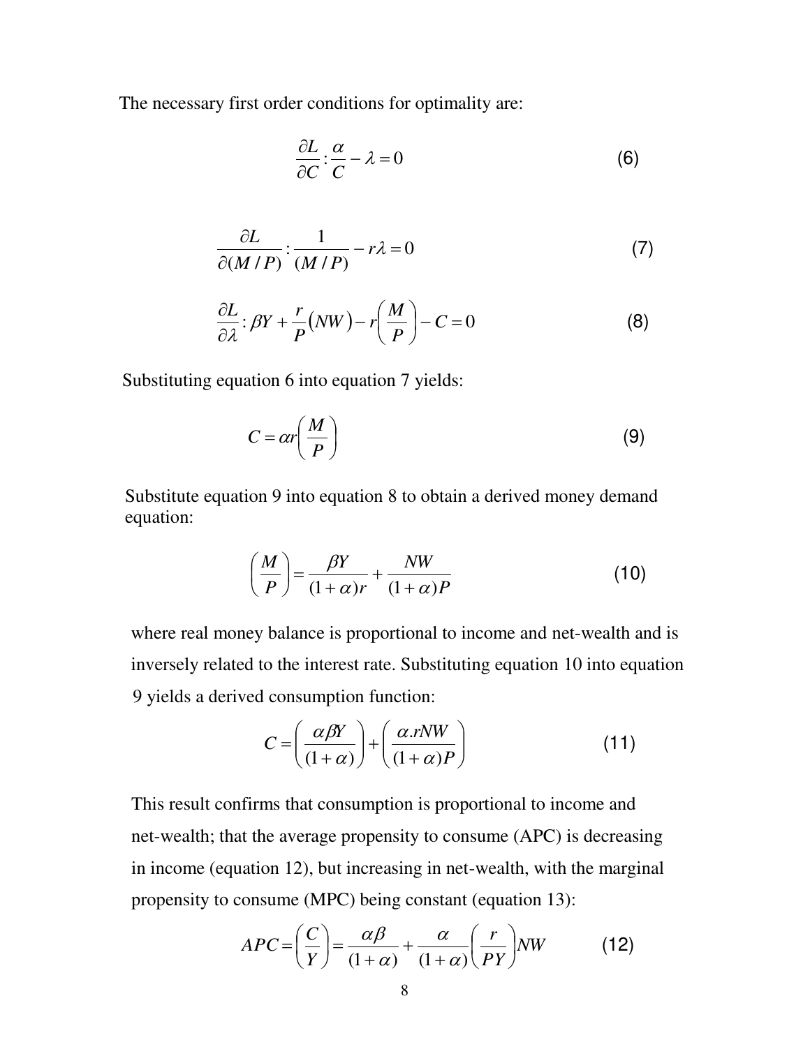The necessary first order conditions for optimality are:

$$\frac{\partial L}{\partial C}: \frac{\alpha}{C} - \lambda = 0 \qquad (6)$$

$$\frac{\partial L}{\partial (M/P)}: \frac{1}{(M/P)} - r\lambda = 0 \qquad (7)$$

$$\frac{\partial L}{\partial \lambda}: \beta Y + \frac{r}{P}(NW) - r\left(\frac{M}{P}\right) - C = 0 \qquad (8)$$

Substituting equation 6 into equation 7 yields:

$$C = \alpha r\left(\frac{M}{P}\right) \qquad (9)$$

Substitute equation 9 into equation 8 to obtain a derived money demand equation:

$$\left(\frac{M}{P}\right) = \frac{\beta Y}{(1+\alpha)r} + \frac{NW}{(1+\alpha)P} \qquad (10)$$

where real money balance is proportional to income and net-wealth and is inversely related to the interest rate. Substituting equation 10 into equation 9 yields a derived consumption function:

$$C = \left(\frac{\alpha \beta Y}{(1+\alpha)}\right) + \left(\frac{\alpha . rNW}{(1+\alpha)P}\right) \qquad (11)$$

This result confirms that consumption is proportional to income and net-wealth; that the average propensity to consume (APC) is decreasing in income (equation 12), but increasing in net-wealth, with the marginal propensity to consume (MPC) being constant (equation 13):

$$APC = \left(\frac{C}{Y}\right) = \frac{\alpha\beta}{(1+\alpha)} + \frac{\alpha}{(1+\alpha)}\left(\frac{r}{PY}\right)NW \qquad (12)$$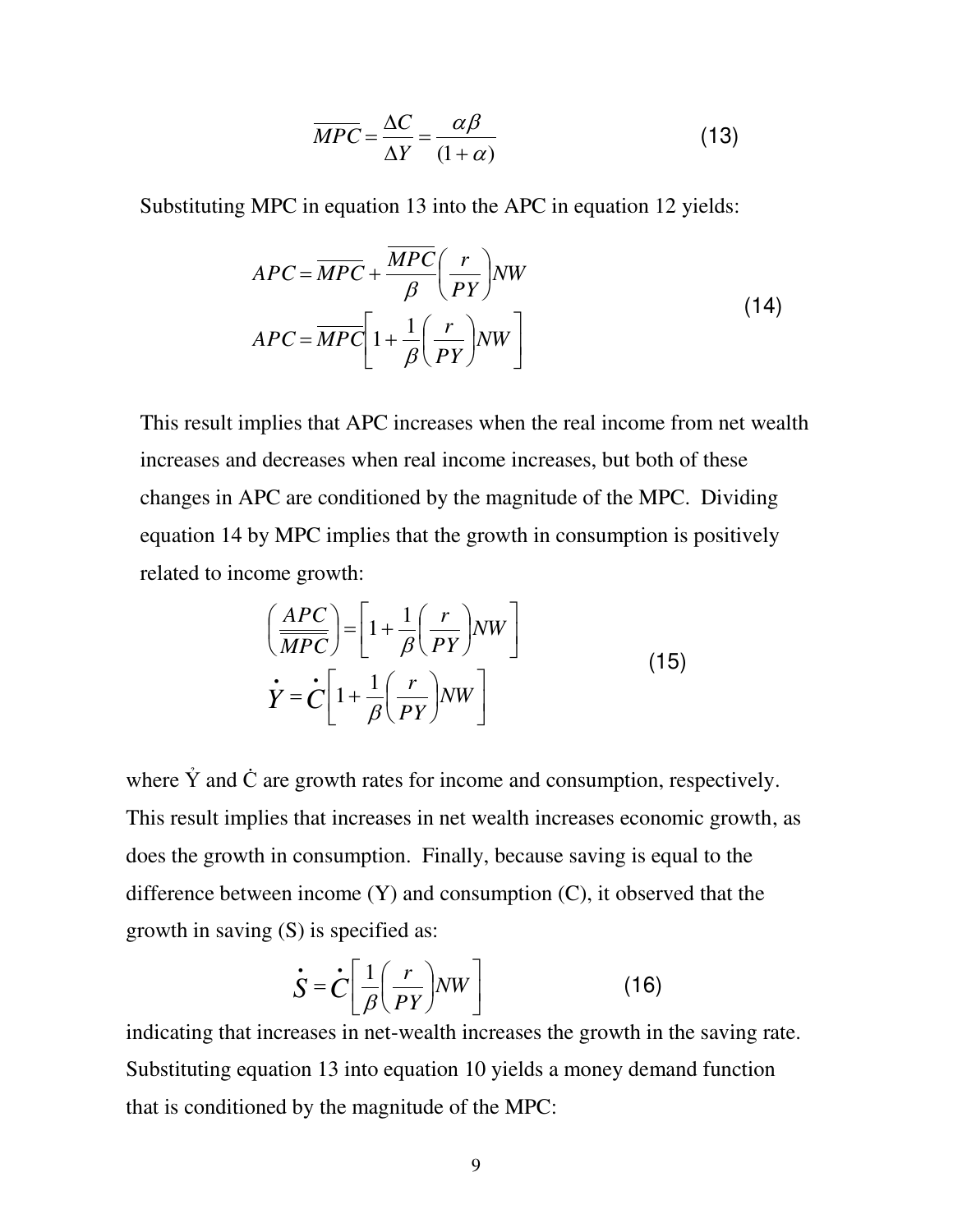$$\overline{MPC} = \frac{\Delta C}{\Delta Y} = \frac{\alpha\beta}{(1+\alpha)} \tag{13}$$

Substituting MPC in equation 13 into the APC in equation 12 yields:

$$\begin{aligned} APC &= \overline{MPC} + \frac{\overline{MPC}}{\beta}\left(\frac{r}{PY}\right)NW \\ APC &= \overline{MPC}\left[1 + \frac{1}{\beta}\left(\frac{r}{PY}\right)NW\right] \end{aligned} \tag{14}$$

This result implies that APC increases when the real income from net wealth increases and decreases when real income increases, but both of these changes in APC are conditioned by the magnitude of the MPC. Dividing equation 14 by MPC implies that the growth in consumption is positively related to income growth:

$$\begin{aligned} \left(\frac{APC}{\overline{\overline{MPC}}}\right) &= \left[1 + \frac{1}{\beta}\left(\frac{r}{PY}\right)NW\right] \\ \dot{Y} &= \dot{C}\left[1 + \frac{1}{\beta}\left(\frac{r}{PY}\right)NW\right] \end{aligned} \tag{15}$$

where $\dot{Y}$ and $\dot{C}$ are growth rates for income and consumption, respectively. This result implies that increases in net wealth increases economic growth, as does the growth in consumption. Finally, because saving is equal to the difference between income (Y) and consumption (C), it observed that the growth in saving (S) is specified as:

$$\dot{S} = \dot{C}\left[\frac{1}{\beta}\left(\frac{r}{PY}\right)NW\right] \tag{16}$$

indicating that increases in net-wealth increases the growth in the saving rate. Substituting equation 13 into equation 10 yields a money demand function that is conditioned by the magnitude of the MPC: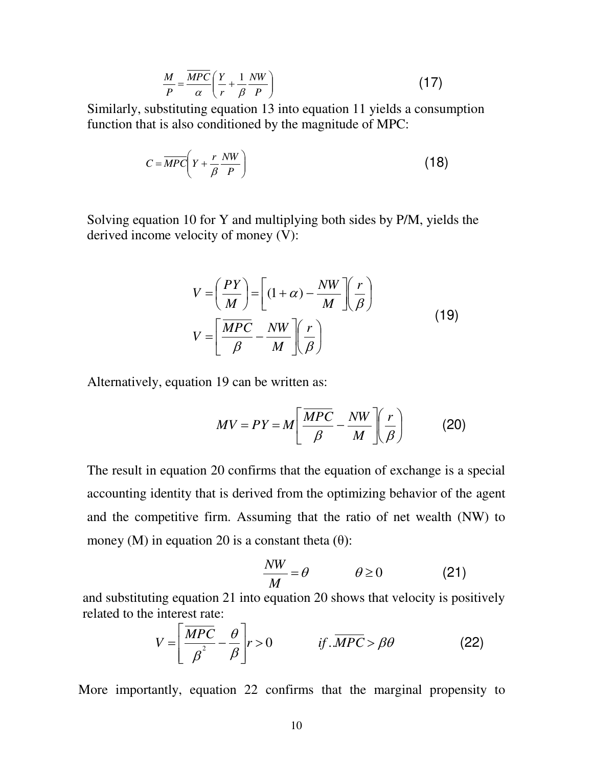$$\frac{M}{P} = \frac{\overline{MPC}}{\alpha}\left(\frac{Y}{r} + \frac{1}{\beta}\frac{NW}{P}\right) \tag{17}$$

Similarly, substituting equation 13 into equation 11 yields a consumption function that is also conditioned by the magnitude of MPC:

$$C = \overline{MPC}\left(Y + \frac{r}{\beta}\frac{NW}{P}\right) \tag{18}$$

Solving equation 10 for Y and multiplying both sides by P/M, yields the derived income velocity of money (V):

$$\begin{aligned} V &= \left(\frac{PY}{M}\right) = \left[(1+\alpha) - \frac{NW}{M}\right]\left(\frac{r}{\beta}\right) \\ V &= \left[\frac{\overline{MPC}}{\beta} - \frac{NW}{M}\right]\left(\frac{r}{\beta}\right) \end{aligned} \tag{19}$$

Alternatively, equation 19 can be written as:

$$MV = PY = M\left[\frac{\overline{MPC}}{\beta} - \frac{NW}{M}\right]\left(\frac{r}{\beta}\right) \tag{20}$$

The result in equation 20 confirms that the equation of exchange is a special accounting identity that is derived from the optimizing behavior of the agent and the competitive firm. Assuming that the ratio of net wealth (NW) to money (M) in equation 20 is a constant theta (θ):

$$\frac{NW}{M} = \theta \qquad \theta \geq 0 \tag{21}$$

and substituting equation 21 into equation 20 shows that velocity is positively related to the interest rate:

$$V = \left[\frac{\overline{MPC}}{\beta^2} - \frac{\theta}{\beta}\right]r > 0 \qquad if..\overline{MPC} > \beta\theta \tag{22}$$

More importantly, equation 22 confirms that the marginal propensity to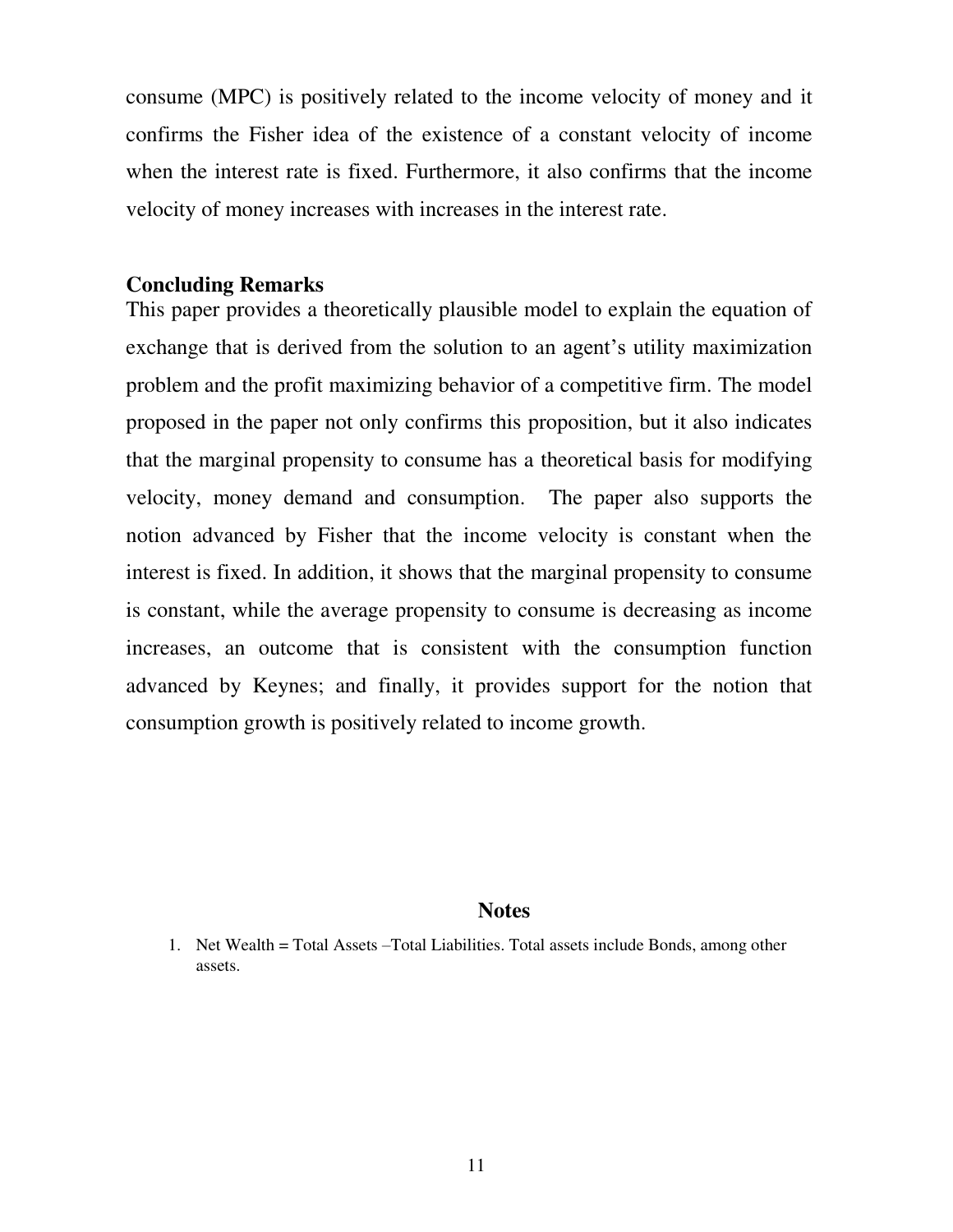consume (MPC) is positively related to the income velocity of money and it confirms the Fisher idea of the existence of a constant velocity of income when the interest rate is fixed. Furthermore, it also confirms that the income velocity of money increases with increases in the interest rate.

## Concluding Remarks

This paper provides a theoretically plausible model to explain the equation of exchange that is derived from the solution to an agent's utility maximization problem and the profit maximizing behavior of a competitive firm. The model proposed in the paper not only confirms this proposition, but it also indicates that the marginal propensity to consume has a theoretical basis for modifying velocity, money demand and consumption. The paper also supports the notion advanced by Fisher that the income velocity is constant when the interest is fixed. In addition, it shows that the marginal propensity to consume is constant, while the average propensity to consume is decreasing as income increases, an outcome that is consistent with the consumption function advanced by Keynes; and finally, it provides support for the notion that consumption growth is positively related to income growth.

## Notes

1. Net Wealth = Total Assets –Total Liabilities. Total assets include Bonds, among other assets.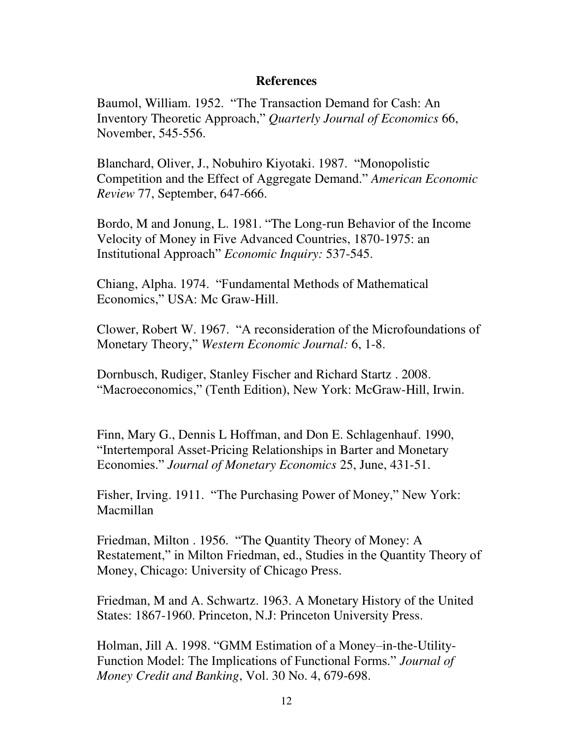## References

Baumol, William. 1952. "The Transaction Demand for Cash: An Inventory Theoretic Approach," *Quarterly Journal of Economics* 66, November, 545-556.

Blanchard, Oliver, J., Nobuhiro Kiyotaki. 1987. "Monopolistic Competition and the Effect of Aggregate Demand." *American Economic Review* 77, September, 647-666.

Bordo, M and Jonung, L. 1981. "The Long-run Behavior of the Income Velocity of Money in Five Advanced Countries, 1870-1975: an Institutional Approach" *Economic Inquiry:* 537-545.

Chiang, Alpha. 1974. "Fundamental Methods of Mathematical Economics," USA: Mc Graw-Hill.

Clower, Robert W. 1967. "A reconsideration of the Microfoundations of Monetary Theory," *Western Economic Journal:* 6, 1-8.

Dornbusch, Rudiger, Stanley Fischer and Richard Startz . 2008. "Macroeconomics," (Tenth Edition), New York: McGraw-Hill, Irwin.

Finn, Mary G., Dennis L Hoffman, and Don E. Schlagenhauf. 1990, "Intertemporal Asset-Pricing Relationships in Barter and Monetary Economies." *Journal of Monetary Economics* 25, June, 431-51.

Fisher, Irving. 1911. "The Purchasing Power of Money," New York: Macmillan

Friedman, Milton . 1956. "The Quantity Theory of Money: A Restatement," in Milton Friedman, ed., Studies in the Quantity Theory of Money, Chicago: University of Chicago Press.

Friedman, M and A. Schwartz. 1963. A Monetary History of the United States: 1867-1960. Princeton, N.J: Princeton University Press.

Holman, Jill A. 1998. "GMM Estimation of a Money–in-the-Utility-Function Model: The Implications of Functional Forms." *Journal of Money Credit and Banking*, Vol. 30 No. 4, 679-698.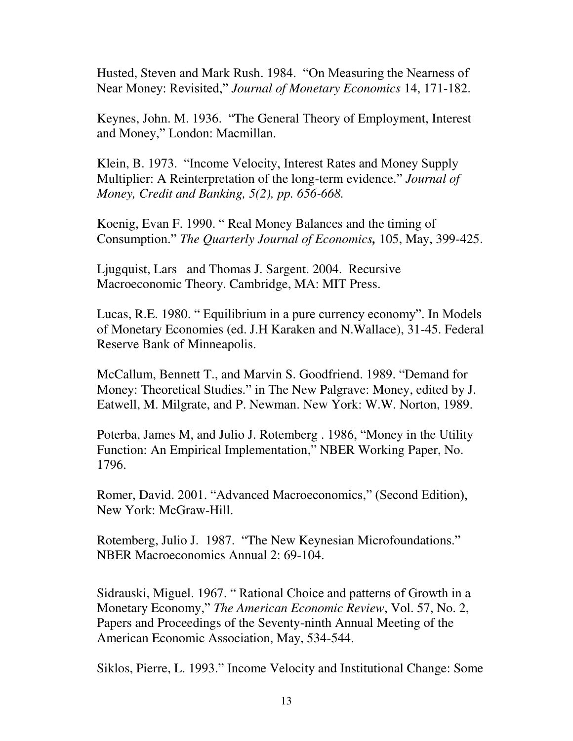Husted, Steven and Mark Rush. 1984. "On Measuring the Nearness of Near Money: Revisited," *Journal of Monetary Economics* 14, 171-182.

Keynes, John. M. 1936. "The General Theory of Employment, Interest and Money," London: Macmillan.

Klein, B. 1973. "Income Velocity, Interest Rates and Money Supply Multiplier: A Reinterpretation of the long-term evidence." *Journal of Money, Credit and Banking, 5(2), pp. 656-668.*

Koenig, Evan F. 1990. " Real Money Balances and the timing of Consumption." *The Quarterly Journal of Economics,* 105, May, 399-425.

Ljugquist, Lars and Thomas J. Sargent. 2004. Recursive Macroeconomic Theory. Cambridge, MA: MIT Press.

Lucas, R.E. 1980. " Equilibrium in a pure currency economy". In Models of Monetary Economies (ed. J.H Karaken and N.Wallace), 31-45. Federal Reserve Bank of Minneapolis.

McCallum, Bennett T., and Marvin S. Goodfriend. 1989. "Demand for Money: Theoretical Studies." in The New Palgrave: Money, edited by J. Eatwell, M. Milgrate, and P. Newman. New York: W.W. Norton, 1989.

Poterba, James M, and Julio J. Rotemberg . 1986, "Money in the Utility Function: An Empirical Implementation," NBER Working Paper, No. 1796.

Romer, David. 2001. "Advanced Macroeconomics," (Second Edition), New York: McGraw-Hill.

Rotemberg, Julio J. 1987. "The New Keynesian Microfoundations." NBER Macroeconomics Annual 2: 69-104.

Sidrauski, Miguel. 1967. " Rational Choice and patterns of Growth in a Monetary Economy," *The American Economic Review*, Vol. 57, No. 2, Papers and Proceedings of the Seventy-ninth Annual Meeting of the American Economic Association, May, 534-544.

Siklos, Pierre, L. 1993." Income Velocity and Institutional Change: Some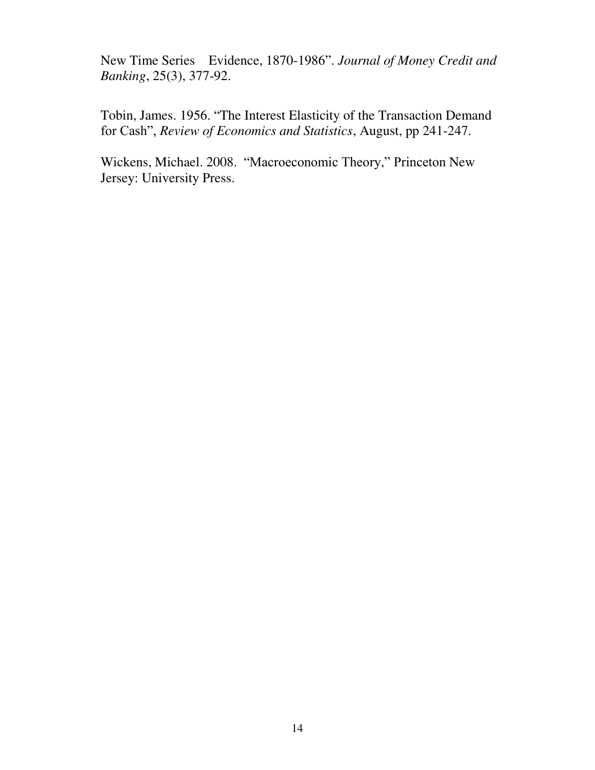New Time Series Evidence, 1870-1986". *Journal of Money Credit and Banking*, 25(3), 377-92.

Tobin, James. 1956. "The Interest Elasticity of the Transaction Demand for Cash", *Review of Economics and Statistics*, August, pp 241-247.

Wickens, Michael. 2008. "Macroeconomic Theory," Princeton New Jersey: University Press.